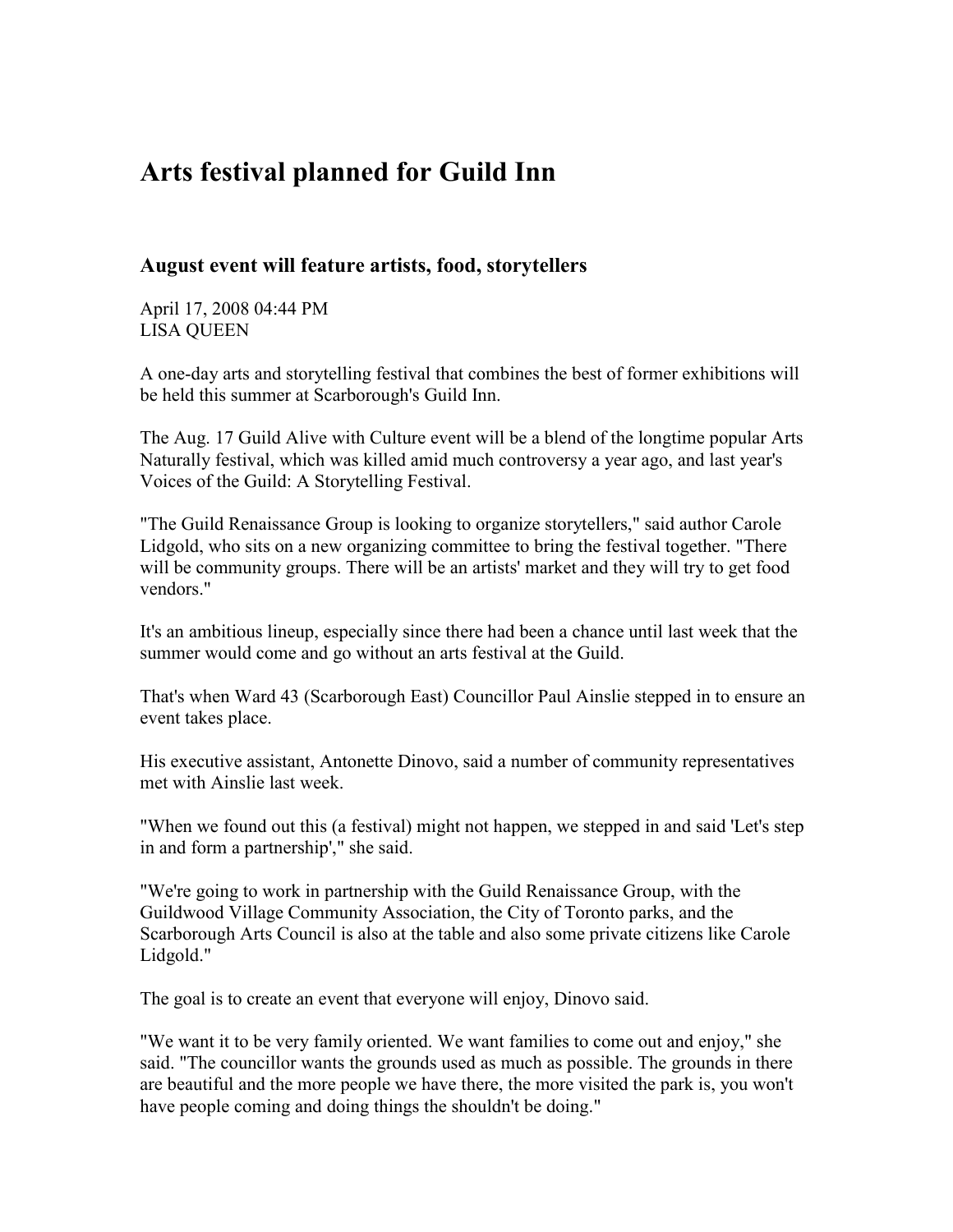# Arts festival planned for Guild Inn

## August event will feature artists, food, storytellers

April 17, 2008 04:44 PM
LISA QUEEN

A one-day arts and storytelling festival that combines the best of former exhibitions will be held this summer at Scarborough's Guild Inn.

The Aug. 17 Guild Alive with Culture event will be a blend of the longtime popular Arts Naturally festival, which was killed amid much controversy a year ago, and last year's Voices of the Guild: A Storytelling Festival.

"The Guild Renaissance Group is looking to organize storytellers," said author Carole Lidgold, who sits on a new organizing committee to bring the festival together. "There will be community groups. There will be an artists' market and they will try to get food vendors."

It's an ambitious lineup, especially since there had been a chance until last week that the summer would come and go without an arts festival at the Guild.

That's when Ward 43 (Scarborough East) Councillor Paul Ainslie stepped in to ensure an event takes place.

His executive assistant, Antonette Dinovo, said a number of community representatives met with Ainslie last week.

"When we found out this (a festival) might not happen, we stepped in and said 'Let's step in and form a partnership'," she said.

"We're going to work in partnership with the Guild Renaissance Group, with the Guildwood Village Community Association, the City of Toronto parks, and the Scarborough Arts Council is also at the table and also some private citizens like Carole Lidgold."

The goal is to create an event that everyone will enjoy, Dinovo said.

"We want it to be very family oriented. We want families to come out and enjoy," she said. "The councillor wants the grounds used as much as possible. The grounds in there are beautiful and the more people we have there, the more visited the park is, you won't have people coming and doing things the shouldn't be doing."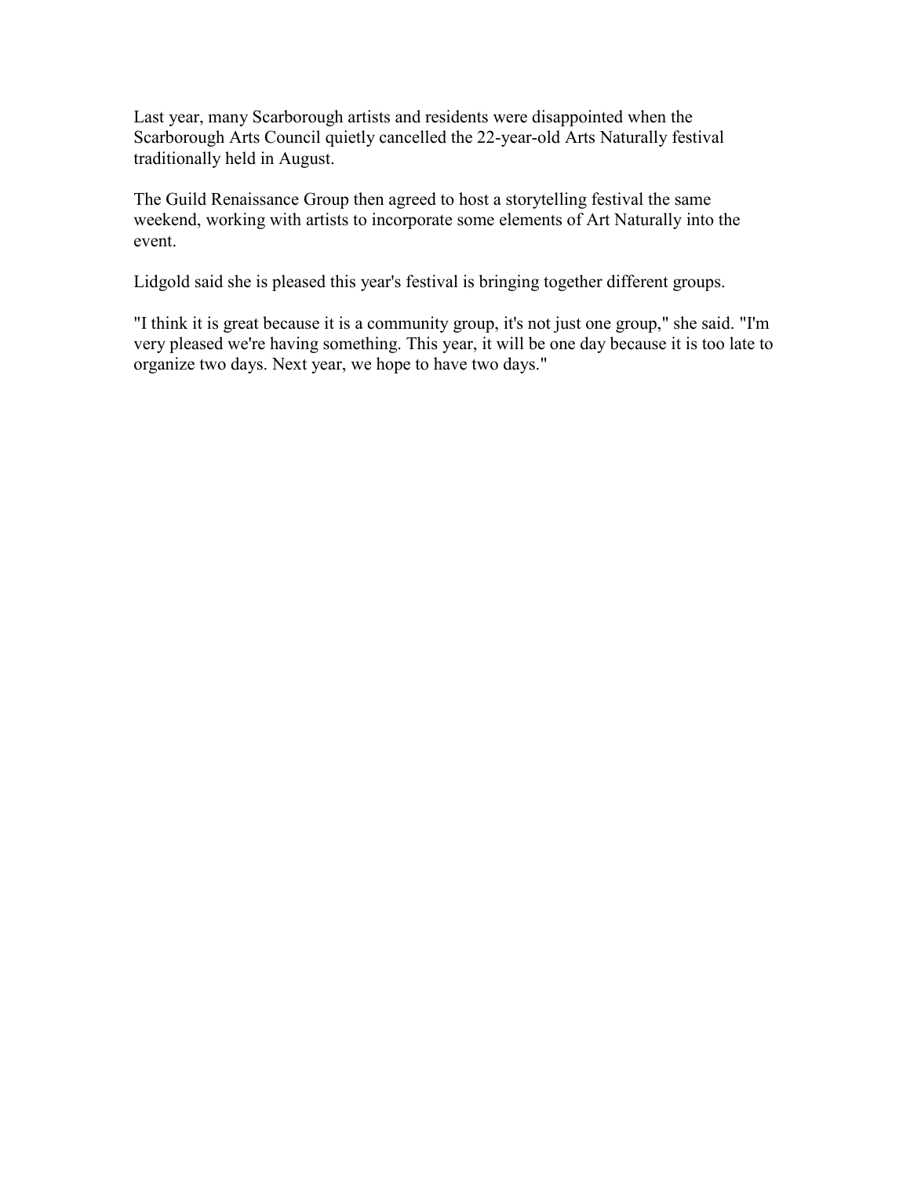Last year, many Scarborough artists and residents were disappointed when the Scarborough Arts Council quietly cancelled the 22-year-old Arts Naturally festival traditionally held in August.

The Guild Renaissance Group then agreed to host a storytelling festival the same weekend, working with artists to incorporate some elements of Art Naturally into the event.

Lidgold said she is pleased this year's festival is bringing together different groups.

"I think it is great because it is a community group, it's not just one group," she said. "I'm very pleased we're having something. This year, it will be one day because it is too late to organize two days. Next year, we hope to have two days."